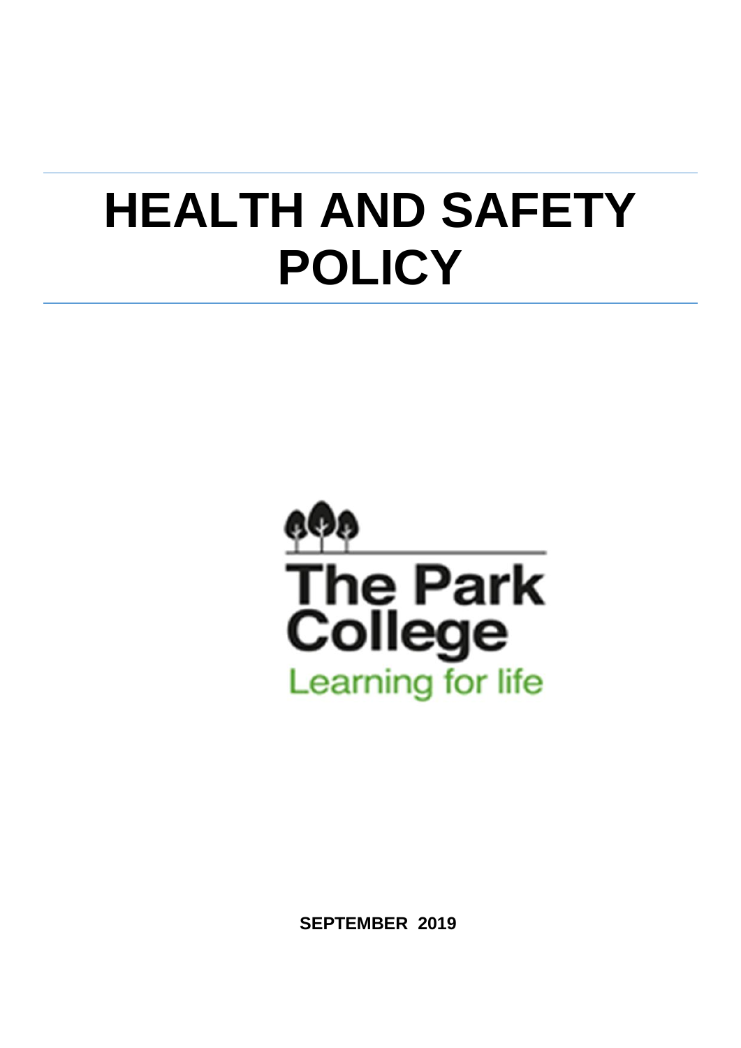# HEALTH AND SAFETY POLICY

The Park College

Learning for life

**SEPTEMBER 2019**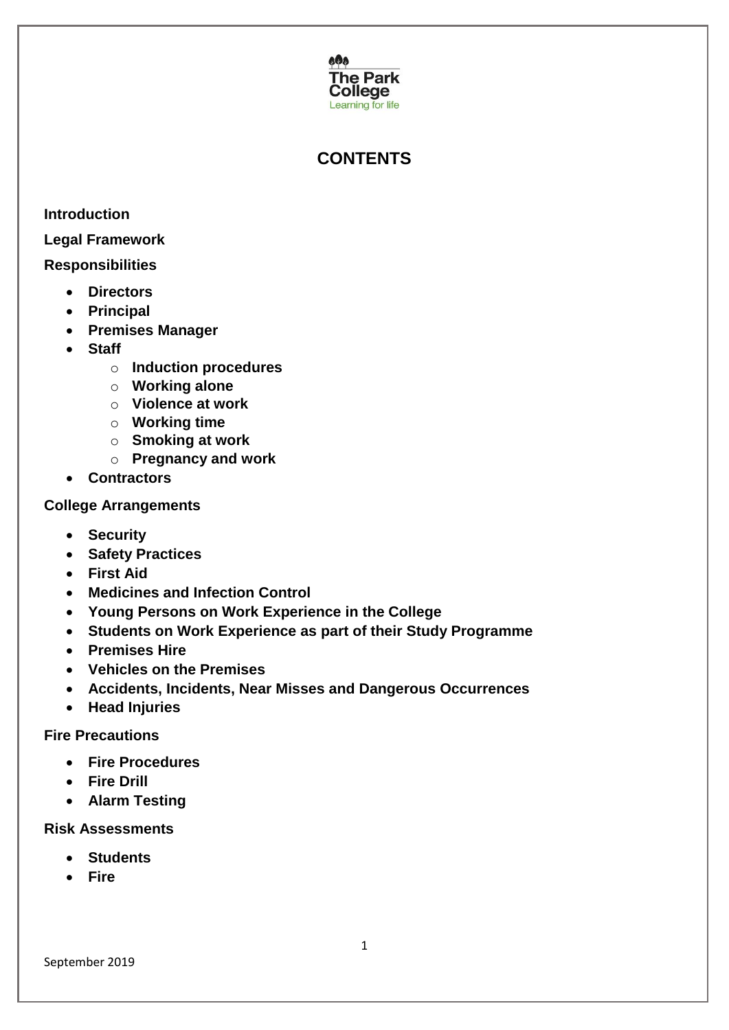The Park College
Learning for life

# CONTENTS

**Introduction**

**Legal Framework**

**Responsibilities**

- **Directors**
- **Principal**
- **Premises Manager**
- **Staff**
  - **Induction procedures**
  - **Working alone**
  - **Violence at work**
  - **Working time**
  - **Smoking at work**
  - **Pregnancy and work**
- **Contractors**

**College Arrangements**

- **Security**
- **Safety Practices**
- **First Aid**
- **Medicines and Infection Control**
- **Young Persons on Work Experience in the College**
- **Students on Work Experience as part of their Study Programme**
- **Premises Hire**
- **Vehicles on the Premises**
- **Accidents, Incidents, Near Misses and Dangerous Occurrences**
- **Head Injuries**

**Fire Precautions**

- **Fire Procedures**
- **Fire Drill**
- **Alarm Testing**

**Risk Assessments**

- **Students**
- **Fire**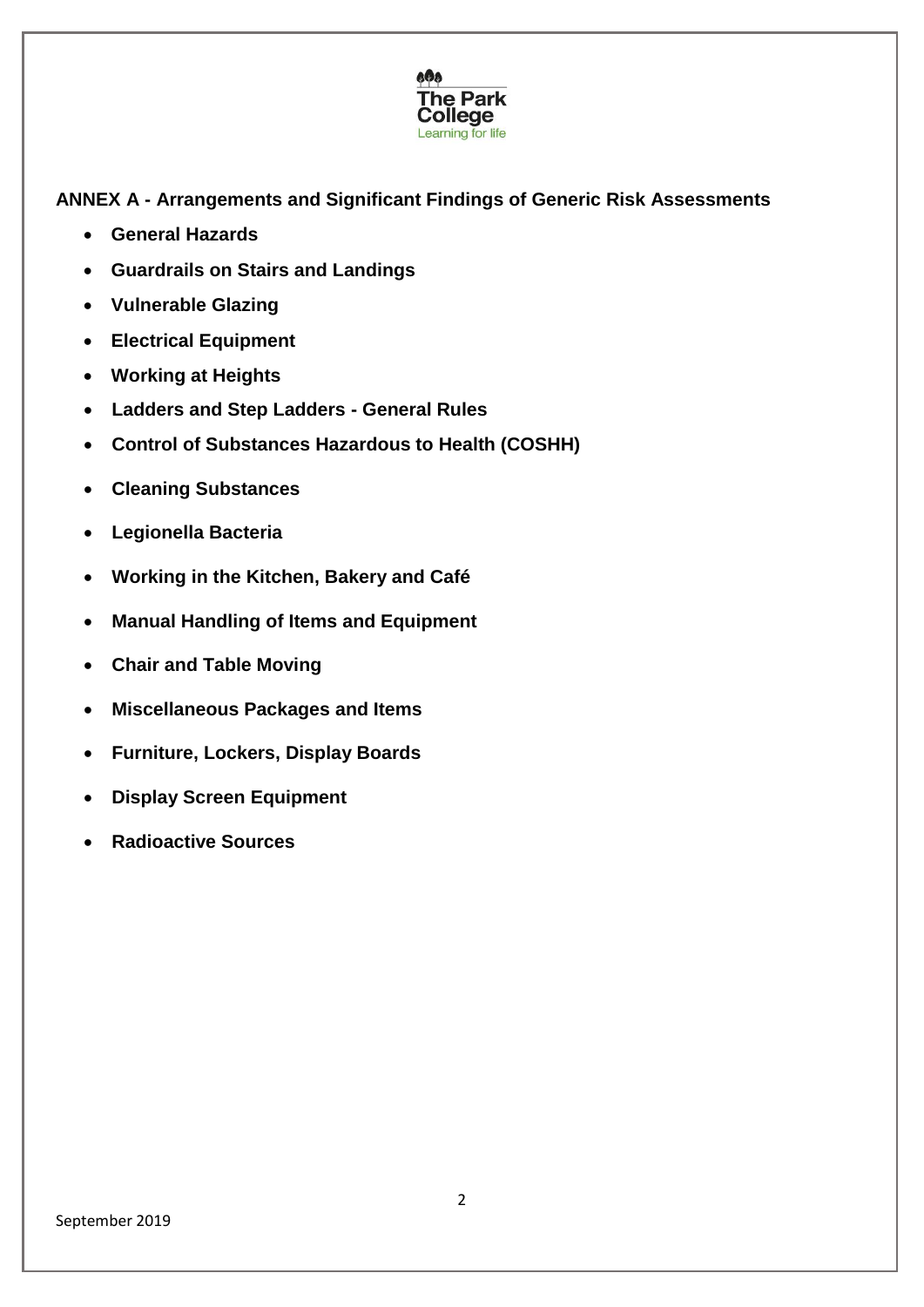**ANNEX A - Arrangements and Significant Findings of Generic Risk Assessments**

- **General Hazards**
- **Guardrails on Stairs and Landings**
- **Vulnerable Glazing**
- **Electrical Equipment**
- **Working at Heights**
- **Ladders and Step Ladders - General Rules**
- **Control of Substances Hazardous to Health (COSHH)**
- **Cleaning Substances**
- **Legionella Bacteria**
- **Working in the Kitchen, Bakery and Café**
- **Manual Handling of Items and Equipment**
- **Chair and Table Moving**
- **Miscellaneous Packages and Items**
- **Furniture, Lockers, Display Boards**
- **Display Screen Equipment**
- **Radioactive Sources**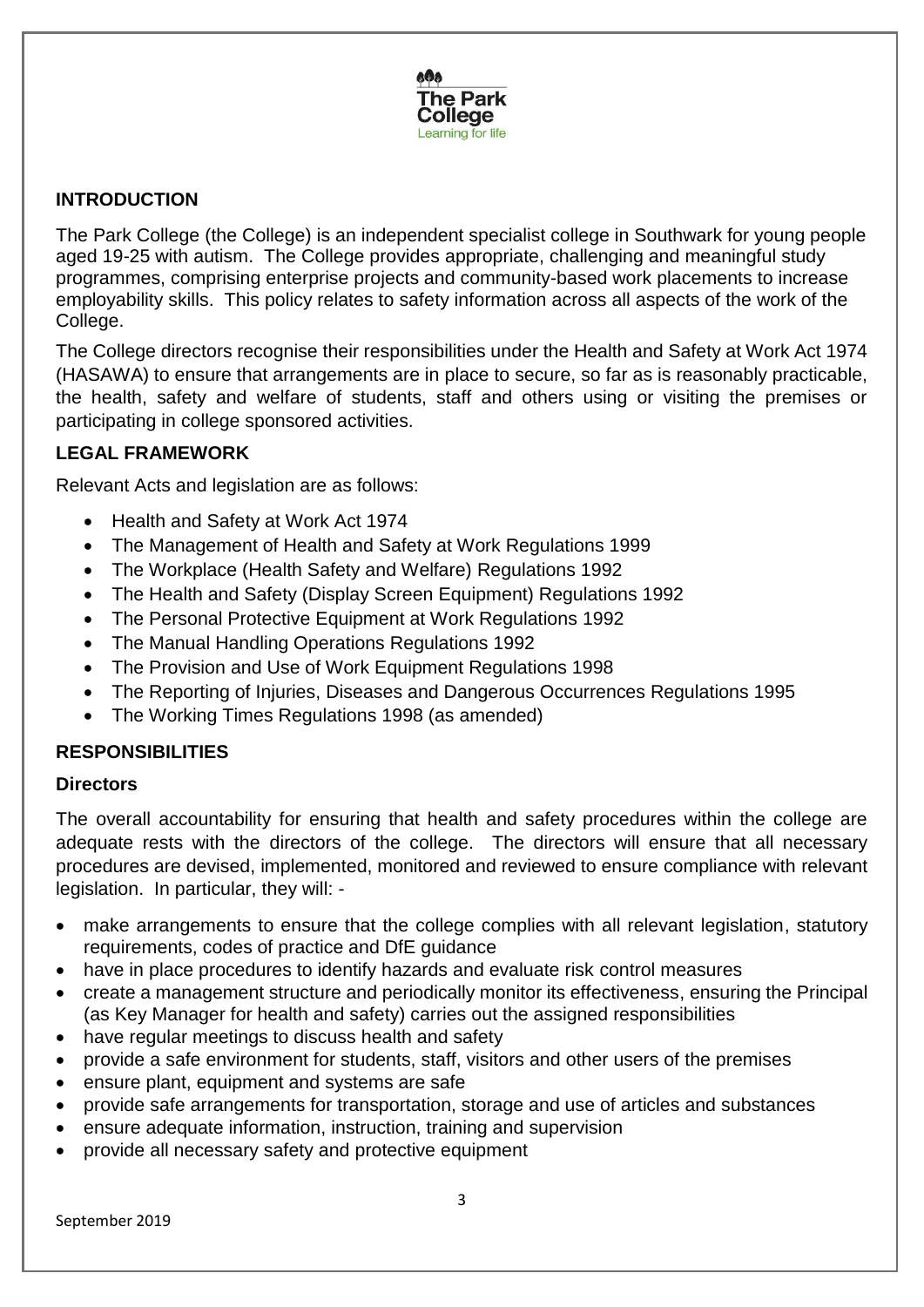## INTRODUCTION

The Park College (the College) is an independent specialist college in Southwark for young people aged 19-25 with autism. The College provides appropriate, challenging and meaningful study programmes, comprising enterprise projects and community-based work placements to increase employability skills. This policy relates to safety information across all aspects of the work of the College.

The College directors recognise their responsibilities under the Health and Safety at Work Act 1974 (HASAWA) to ensure that arrangements are in place to secure, so far as is reasonably practicable, the health, safety and welfare of students, staff and others using or visiting the premises or participating in college sponsored activities.

## LEGAL FRAMEWORK

Relevant Acts and legislation are as follows:

- Health and Safety at Work Act 1974
- The Management of Health and Safety at Work Regulations 1999
- The Workplace (Health Safety and Welfare) Regulations 1992
- The Health and Safety (Display Screen Equipment) Regulations 1992
- The Personal Protective Equipment at Work Regulations 1992
- The Manual Handling Operations Regulations 1992
- The Provision and Use of Work Equipment Regulations 1998
- The Reporting of Injuries, Diseases and Dangerous Occurrences Regulations 1995
- The Working Times Regulations 1998 (as amended)

## RESPONSIBILITIES

### Directors

The overall accountability for ensuring that health and safety procedures within the college are adequate rests with the directors of the college. The directors will ensure that all necessary procedures are devised, implemented, monitored and reviewed to ensure compliance with relevant legislation. In particular, they will: -

- make arrangements to ensure that the college complies with all relevant legislation, statutory requirements, codes of practice and DfE guidance
- have in place procedures to identify hazards and evaluate risk control measures
- create a management structure and periodically monitor its effectiveness, ensuring the Principal (as Key Manager for health and safety) carries out the assigned responsibilities
- have regular meetings to discuss health and safety
- provide a safe environment for students, staff, visitors and other users of the premises
- ensure plant, equipment and systems are safe
- provide safe arrangements for transportation, storage and use of articles and substances
- ensure adequate information, instruction, training and supervision
- provide all necessary safety and protective equipment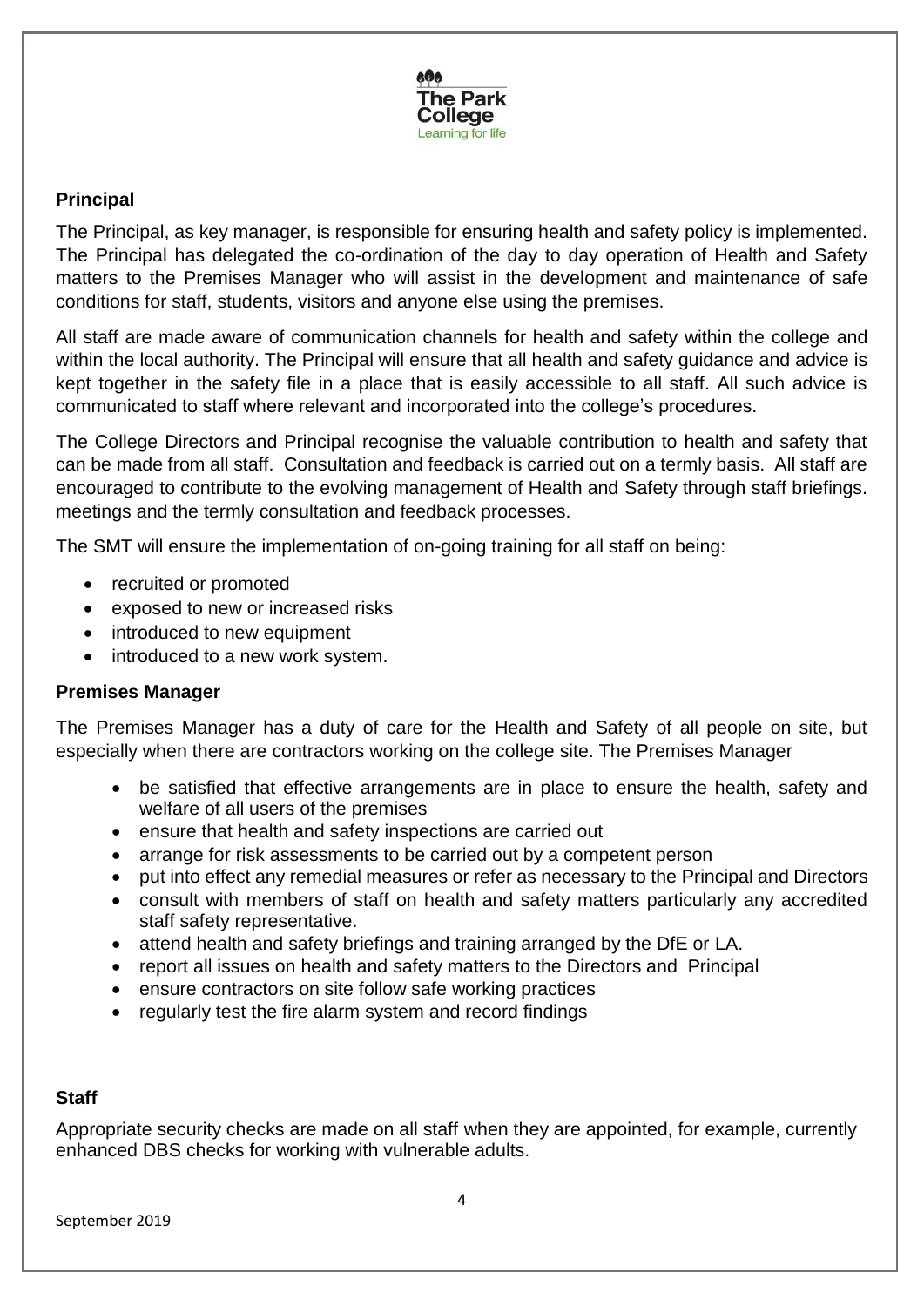**Principal**

The Principal, as key manager, is responsible for ensuring health and safety policy is implemented. The Principal has delegated the co-ordination of the day to day operation of Health and Safety matters to the Premises Manager who will assist in the development and maintenance of safe conditions for staff, students, visitors and anyone else using the premises.

All staff are made aware of communication channels for health and safety within the college and within the local authority. The Principal will ensure that all health and safety guidance and advice is kept together in the safety file in a place that is easily accessible to all staff. All such advice is communicated to staff where relevant and incorporated into the college's procedures.

The College Directors and Principal recognise the valuable contribution to health and safety that can be made from all staff. Consultation and feedback is carried out on a termly basis. All staff are encouraged to contribute to the evolving management of Health and Safety through staff briefings. meetings and the termly consultation and feedback processes.

The SMT will ensure the implementation of on-going training for all staff on being:

- recruited or promoted
- exposed to new or increased risks
- introduced to new equipment
- introduced to a new work system.

**Premises Manager**

The Premises Manager has a duty of care for the Health and Safety of all people on site, but especially when there are contractors working on the college site. The Premises Manager

- be satisfied that effective arrangements are in place to ensure the health, safety and welfare of all users of the premises
- ensure that health and safety inspections are carried out
- arrange for risk assessments to be carried out by a competent person
- put into effect any remedial measures or refer as necessary to the Principal and Directors
- consult with members of staff on health and safety matters particularly any accredited staff safety representative.
- attend health and safety briefings and training arranged by the DfE or LA.
- report all issues on health and safety matters to the Directors and Principal
- ensure contractors on site follow safe working practices
- regularly test the fire alarm system and record findings

**Staff**

Appropriate security checks are made on all staff when they are appointed, for example, currently enhanced DBS checks for working with vulnerable adults.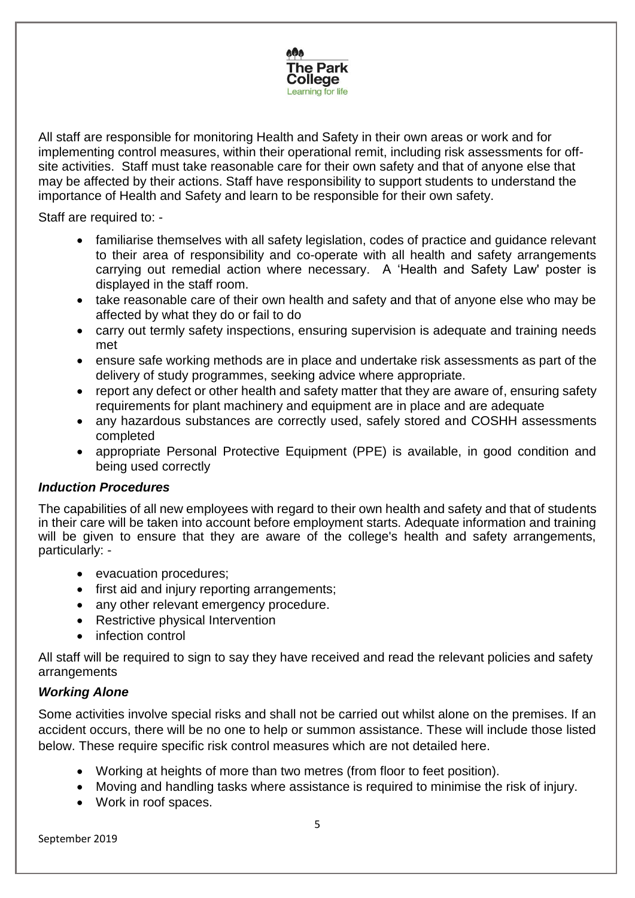All staff are responsible for monitoring Health and Safety in their own areas or work and for implementing control measures, within their operational remit, including risk assessments for off-site activities. Staff must take reasonable care for their own safety and that of anyone else that may be affected by their actions. Staff have responsibility to support students to understand the importance of Health and Safety and learn to be responsible for their own safety.

Staff are required to: -

- familiarise themselves with all safety legislation, codes of practice and guidance relevant to their area of responsibility and co-operate with all health and safety arrangements carrying out remedial action where necessary. A 'Health and Safety Law' poster is displayed in the staff room.
- take reasonable care of their own health and safety and that of anyone else who may be affected by what they do or fail to do
- carry out termly safety inspections, ensuring supervision is adequate and training needs met
- ensure safe working methods are in place and undertake risk assessments as part of the delivery of study programmes, seeking advice where appropriate.
- report any defect or other health and safety matter that they are aware of, ensuring safety requirements for plant machinery and equipment are in place and are adequate
- any hazardous substances are correctly used, safely stored and COSHH assessments completed
- appropriate Personal Protective Equipment (PPE) is available, in good condition and being used correctly

### *Induction Procedures*

The capabilities of all new employees with regard to their own health and safety and that of students in their care will be taken into account before employment starts. Adequate information and training will be given to ensure that they are aware of the college's health and safety arrangements, particularly: -

- evacuation procedures;
- first aid and injury reporting arrangements;
- any other relevant emergency procedure.
- Restrictive physical Intervention
- infection control

All staff will be required to sign to say they have received and read the relevant policies and safety arrangements

### *Working Alone*

Some activities involve special risks and shall not be carried out whilst alone on the premises. If an accident occurs, there will be no one to help or summon assistance. These will include those listed below. These require specific risk control measures which are not detailed here.

- Working at heights of more than two metres (from floor to feet position).
- Moving and handling tasks where assistance is required to minimise the risk of injury.
- Work in roof spaces.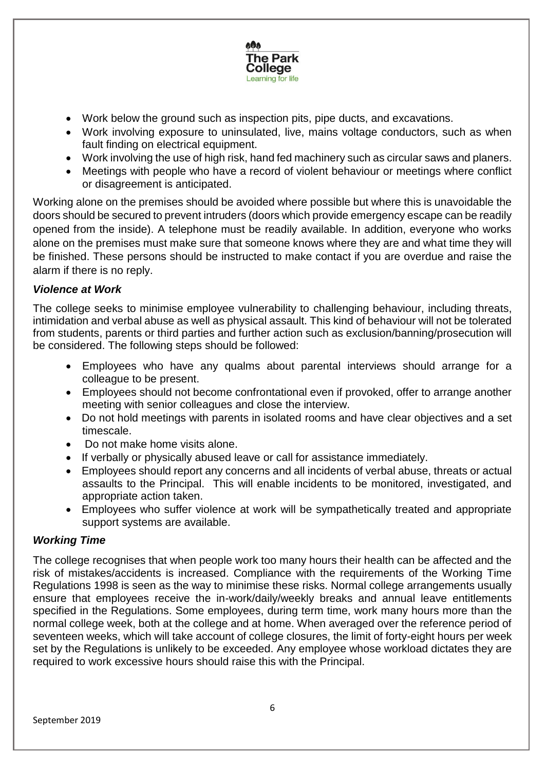- Work below the ground such as inspection pits, pipe ducts, and excavations.
- Work involving exposure to uninsulated, live, mains voltage conductors, such as when fault finding on electrical equipment.
- Work involving the use of high risk, hand fed machinery such as circular saws and planers.
- Meetings with people who have a record of violent behaviour or meetings where conflict or disagreement is anticipated.

Working alone on the premises should be avoided where possible but where this is unavoidable the doors should be secured to prevent intruders (doors which provide emergency escape can be readily opened from the inside). A telephone must be readily available. In addition, everyone who works alone on the premises must make sure that someone knows where they are and what time they will be finished. These persons should be instructed to make contact if you are overdue and raise the alarm if there is no reply.

***Violence at Work***

The college seeks to minimise employee vulnerability to challenging behaviour, including threats, intimidation and verbal abuse as well as physical assault. This kind of behaviour will not be tolerated from students, parents or third parties and further action such as exclusion/banning/prosecution will be considered. The following steps should be followed:

- Employees who have any qualms about parental interviews should arrange for a colleague to be present.
- Employees should not become confrontational even if provoked, offer to arrange another meeting with senior colleagues and close the interview.
- Do not hold meetings with parents in isolated rooms and have clear objectives and a set timescale.
- Do not make home visits alone.
- If verbally or physically abused leave or call for assistance immediately.
- Employees should report any concerns and all incidents of verbal abuse, threats or actual assaults to the Principal. This will enable incidents to be monitored, investigated, and appropriate action taken.
- Employees who suffer violence at work will be sympathetically treated and appropriate support systems are available.

***Working Time***

The college recognises that when people work too many hours their health can be affected and the risk of mistakes/accidents is increased. Compliance with the requirements of the Working Time Regulations 1998 is seen as the way to minimise these risks. Normal college arrangements usually ensure that employees receive the in-work/daily/weekly breaks and annual leave entitlements specified in the Regulations. Some employees, during term time, work many hours more than the normal college week, both at the college and at home. When averaged over the reference period of seventeen weeks, which will take account of college closures, the limit of forty-eight hours per week set by the Regulations is unlikely to be exceeded. Any employee whose workload dictates they are required to work excessive hours should raise this with the Principal.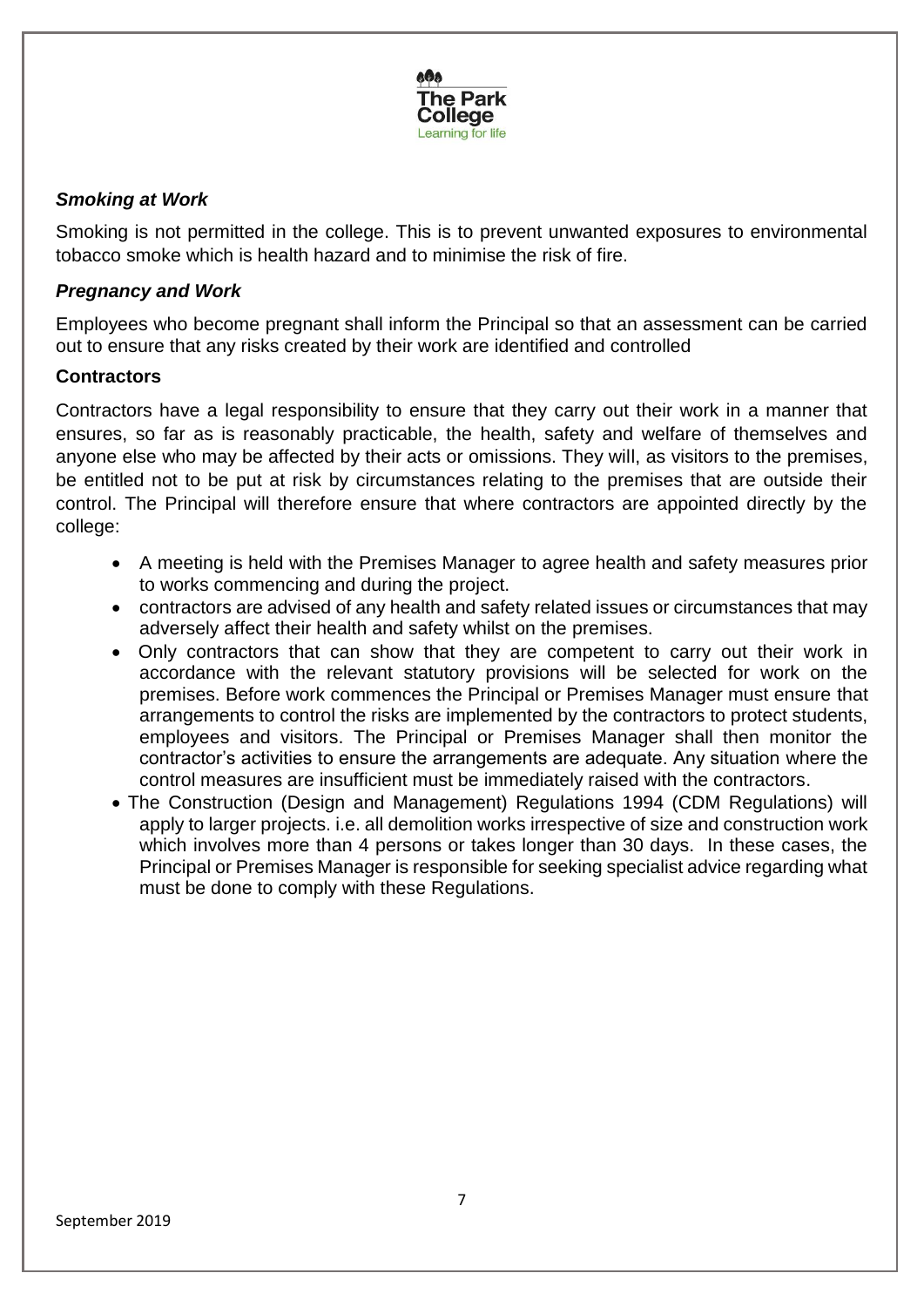### *Smoking at Work*

Smoking is not permitted in the college. This is to prevent unwanted exposures to environmental tobacco smoke which is health hazard and to minimise the risk of fire.

### *Pregnancy and Work*

Employees who become pregnant shall inform the Principal so that an assessment can be carried out to ensure that any risks created by their work are identified and controlled

### **Contractors**

Contractors have a legal responsibility to ensure that they carry out their work in a manner that ensures, so far as is reasonably practicable, the health, safety and welfare of themselves and anyone else who may be affected by their acts or omissions. They will, as visitors to the premises, be entitled not to be put at risk by circumstances relating to the premises that are outside their control. The Principal will therefore ensure that where contractors are appointed directly by the college:

- A meeting is held with the Premises Manager to agree health and safety measures prior to works commencing and during the project.
- contractors are advised of any health and safety related issues or circumstances that may adversely affect their health and safety whilst on the premises.
- Only contractors that can show that they are competent to carry out their work in accordance with the relevant statutory provisions will be selected for work on the premises. Before work commences the Principal or Premises Manager must ensure that arrangements to control the risks are implemented by the contractors to protect students, employees and visitors. The Principal or Premises Manager shall then monitor the contractor's activities to ensure the arrangements are adequate. Any situation where the control measures are insufficient must be immediately raised with the contractors.
- The Construction (Design and Management) Regulations 1994 (CDM Regulations) will apply to larger projects. i.e. all demolition works irrespective of size and construction work which involves more than 4 persons or takes longer than 30 days. In these cases, the Principal or Premises Manager is responsible for seeking specialist advice regarding what must be done to comply with these Regulations.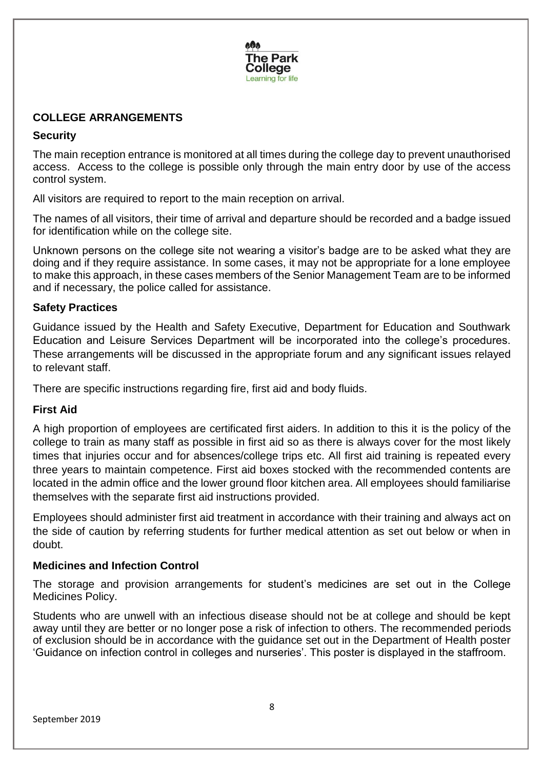## COLLEGE ARRANGEMENTS

### Security

The main reception entrance is monitored at all times during the college day to prevent unauthorised access. Access to the college is possible only through the main entry door by use of the access control system.

All visitors are required to report to the main reception on arrival.

The names of all visitors, their time of arrival and departure should be recorded and a badge issued for identification while on the college site.

Unknown persons on the college site not wearing a visitor's badge are to be asked what they are doing and if they require assistance. In some cases, it may not be appropriate for a lone employee to make this approach, in these cases members of the Senior Management Team are to be informed and if necessary, the police called for assistance.

### Safety Practices

Guidance issued by the Health and Safety Executive, Department for Education and Southwark Education and Leisure Services Department will be incorporated into the college's procedures. These arrangements will be discussed in the appropriate forum and any significant issues relayed to relevant staff.

There are specific instructions regarding fire, first aid and body fluids.

### First Aid

A high proportion of employees are certificated first aiders. In addition to this it is the policy of the college to train as many staff as possible in first aid so as there is always cover for the most likely times that injuries occur and for absences/college trips etc. All first aid training is repeated every three years to maintain competence. First aid boxes stocked with the recommended contents are located in the admin office and the lower ground floor kitchen area. All employees should familiarise themselves with the separate first aid instructions provided.

Employees should administer first aid treatment in accordance with their training and always act on the side of caution by referring students for further medical attention as set out below or when in doubt.

### Medicines and Infection Control

The storage and provision arrangements for student's medicines are set out in the College Medicines Policy.

Students who are unwell with an infectious disease should not be at college and should be kept away until they are better or no longer pose a risk of infection to others. The recommended periods of exclusion should be in accordance with the guidance set out in the Department of Health poster 'Guidance on infection control in colleges and nurseries'. This poster is displayed in the staffroom.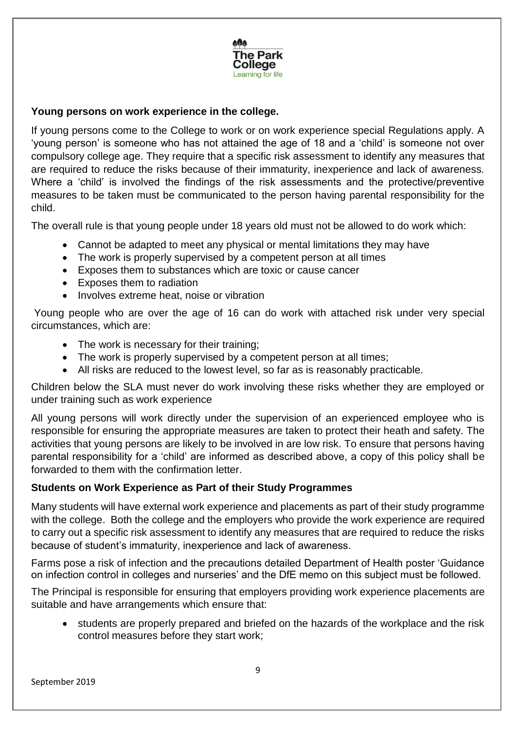**Young persons on work experience in the college.**

If young persons come to the College to work or on work experience special Regulations apply. A 'young person' is someone who has not attained the age of 18 and a 'child' is someone not over compulsory college age. They require that a specific risk assessment to identify any measures that are required to reduce the risks because of their immaturity, inexperience and lack of awareness. Where a 'child' is involved the findings of the risk assessments and the protective/preventive measures to be taken must be communicated to the person having parental responsibility for the child.

The overall rule is that young people under 18 years old must not be allowed to do work which:

- Cannot be adapted to meet any physical or mental limitations they may have
- The work is properly supervised by a competent person at all times
- Exposes them to substances which are toxic or cause cancer
- Exposes them to radiation
- Involves extreme heat, noise or vibration

Young people who are over the age of 16 can do work with attached risk under very special circumstances, which are:

- The work is necessary for their training;
- The work is properly supervised by a competent person at all times;
- All risks are reduced to the lowest level, so far as is reasonably practicable.

Children below the SLA must never do work involving these risks whether they are employed or under training such as work experience

All young persons will work directly under the supervision of an experienced employee who is responsible for ensuring the appropriate measures are taken to protect their heath and safety. The activities that young persons are likely to be involved in are low risk. To ensure that persons having parental responsibility for a 'child' are informed as described above, a copy of this policy shall be forwarded to them with the confirmation letter.

**Students on Work Experience as Part of their Study Programmes**

Many students will have external work experience and placements as part of their study programme with the college. Both the college and the employers who provide the work experience are required to carry out a specific risk assessment to identify any measures that are required to reduce the risks because of student's immaturity, inexperience and lack of awareness.

Farms pose a risk of infection and the precautions detailed Department of Health poster 'Guidance on infection control in colleges and nurseries' and the DfE memo on this subject must be followed.

The Principal is responsible for ensuring that employers providing work experience placements are suitable and have arrangements which ensure that:

- students are properly prepared and briefed on the hazards of the workplace and the risk control measures before they start work;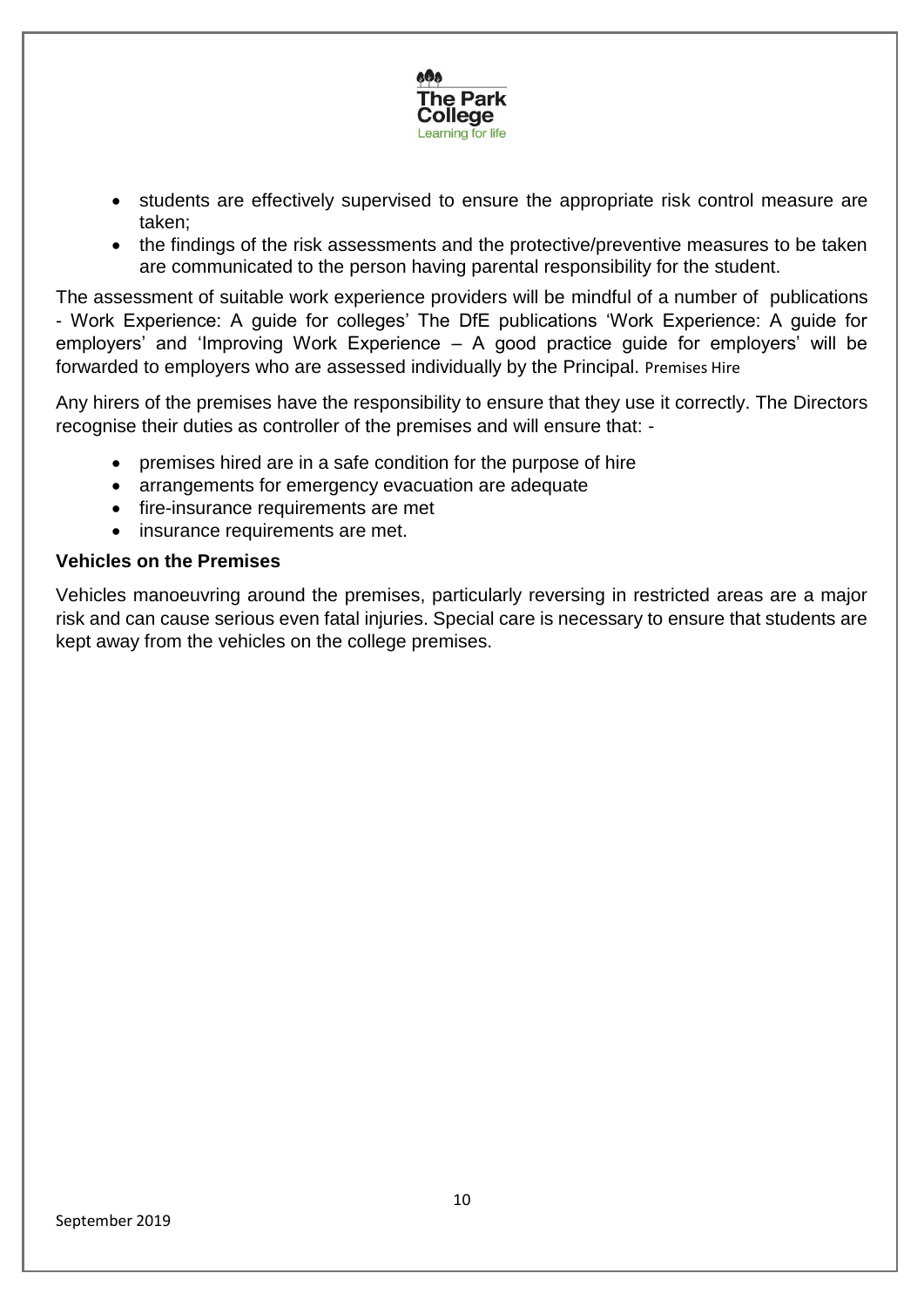- students are effectively supervised to ensure the appropriate risk control measure are taken;
- the findings of the risk assessments and the protective/preventive measures to be taken are communicated to the person having parental responsibility for the student.

The assessment of suitable work experience providers will be mindful of a number of publications - Work Experience: A guide for colleges' The DfE publications 'Work Experience: A guide for employers' and 'Improving Work Experience – A good practice guide for employers' will be forwarded to employers who are assessed individually by the Principal. Premises Hire

Any hirers of the premises have the responsibility to ensure that they use it correctly. The Directors recognise their duties as controller of the premises and will ensure that: -

- premises hired are in a safe condition for the purpose of hire
- arrangements for emergency evacuation are adequate
- fire-insurance requirements are met
- insurance requirements are met.

**Vehicles on the Premises**

Vehicles manoeuvring around the premises, particularly reversing in restricted areas are a major risk and can cause serious even fatal injuries. Special care is necessary to ensure that students are kept away from the vehicles on the college premises.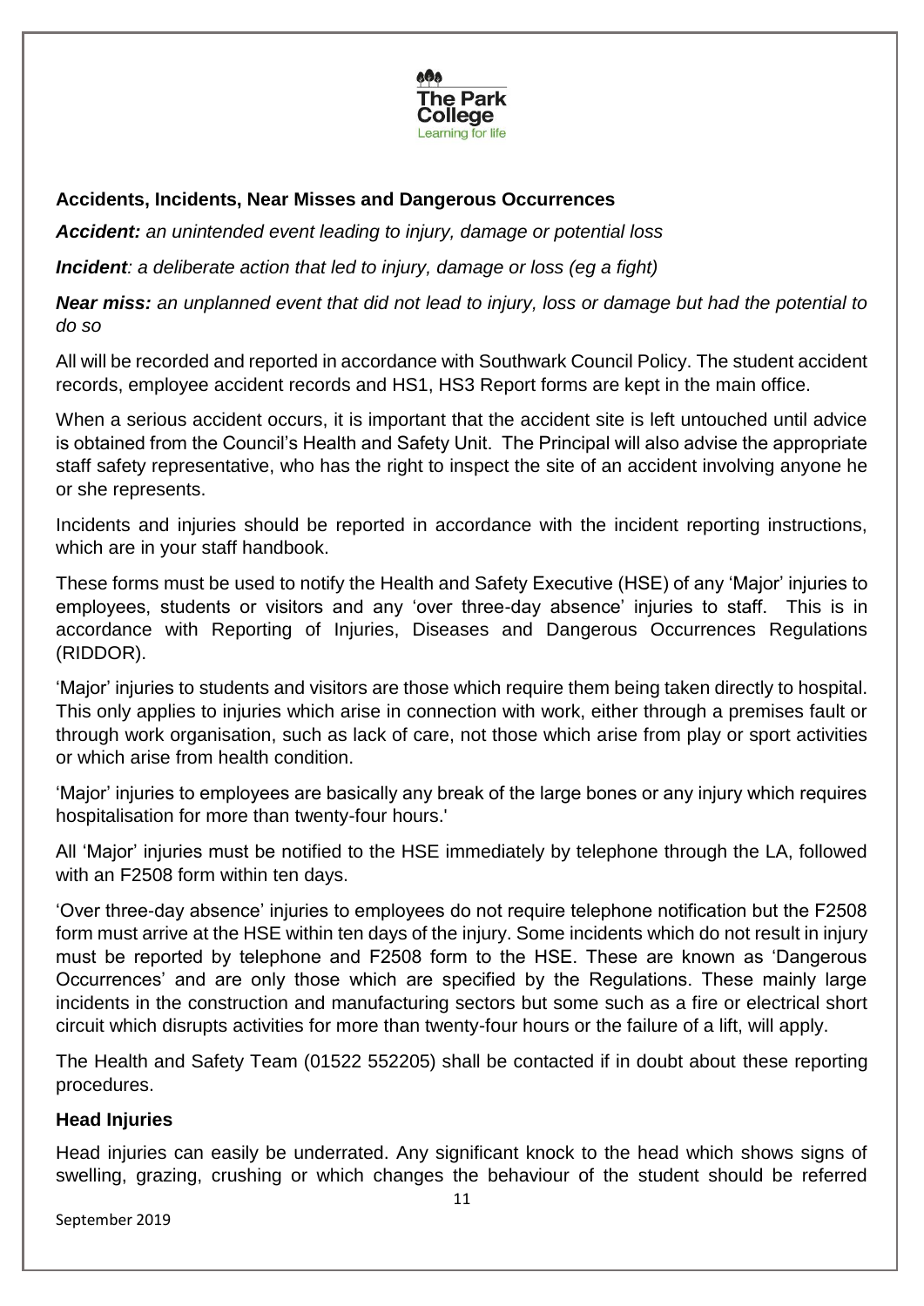**Accidents, Incidents, Near Misses and Dangerous Occurrences**

***Accident:*** *an unintended event leading to injury, damage or potential loss*

***Incident****: a deliberate action that led to injury, damage or loss (eg a fight)*

***Near miss:*** *an unplanned event that did not lead to injury, loss or damage but had the potential to do so*

All will be recorded and reported in accordance with Southwark Council Policy. The student accident records, employee accident records and HS1, HS3 Report forms are kept in the main office.

When a serious accident occurs, it is important that the accident site is left untouched until advice is obtained from the Council's Health and Safety Unit. The Principal will also advise the appropriate staff safety representative, who has the right to inspect the site of an accident involving anyone he or she represents.

Incidents and injuries should be reported in accordance with the incident reporting instructions, which are in your staff handbook.

These forms must be used to notify the Health and Safety Executive (HSE) of any 'Major' injuries to employees, students or visitors and any 'over three-day absence' injuries to staff. This is in accordance with Reporting of Injuries, Diseases and Dangerous Occurrences Regulations (RIDDOR).

'Major' injuries to students and visitors are those which require them being taken directly to hospital. This only applies to injuries which arise in connection with work, either through a premises fault or through work organisation, such as lack of care, not those which arise from play or sport activities or which arise from health condition.

'Major' injuries to employees are basically any break of the large bones or any injury which requires hospitalisation for more than twenty-four hours.'

All 'Major' injuries must be notified to the HSE immediately by telephone through the LA, followed with an F2508 form within ten days.

'Over three-day absence' injuries to employees do not require telephone notification but the F2508 form must arrive at the HSE within ten days of the injury. Some incidents which do not result in injury must be reported by telephone and F2508 form to the HSE. These are known as 'Dangerous Occurrences' and are only those which are specified by the Regulations. These mainly large incidents in the construction and manufacturing sectors but some such as a fire or electrical short circuit which disrupts activities for more than twenty-four hours or the failure of a lift, will apply.

The Health and Safety Team (01522 552205) shall be contacted if in doubt about these reporting procedures.

**Head Injuries**

Head injuries can easily be underrated. Any significant knock to the head which shows signs of swelling, grazing, crushing or which changes the behaviour of the student should be referred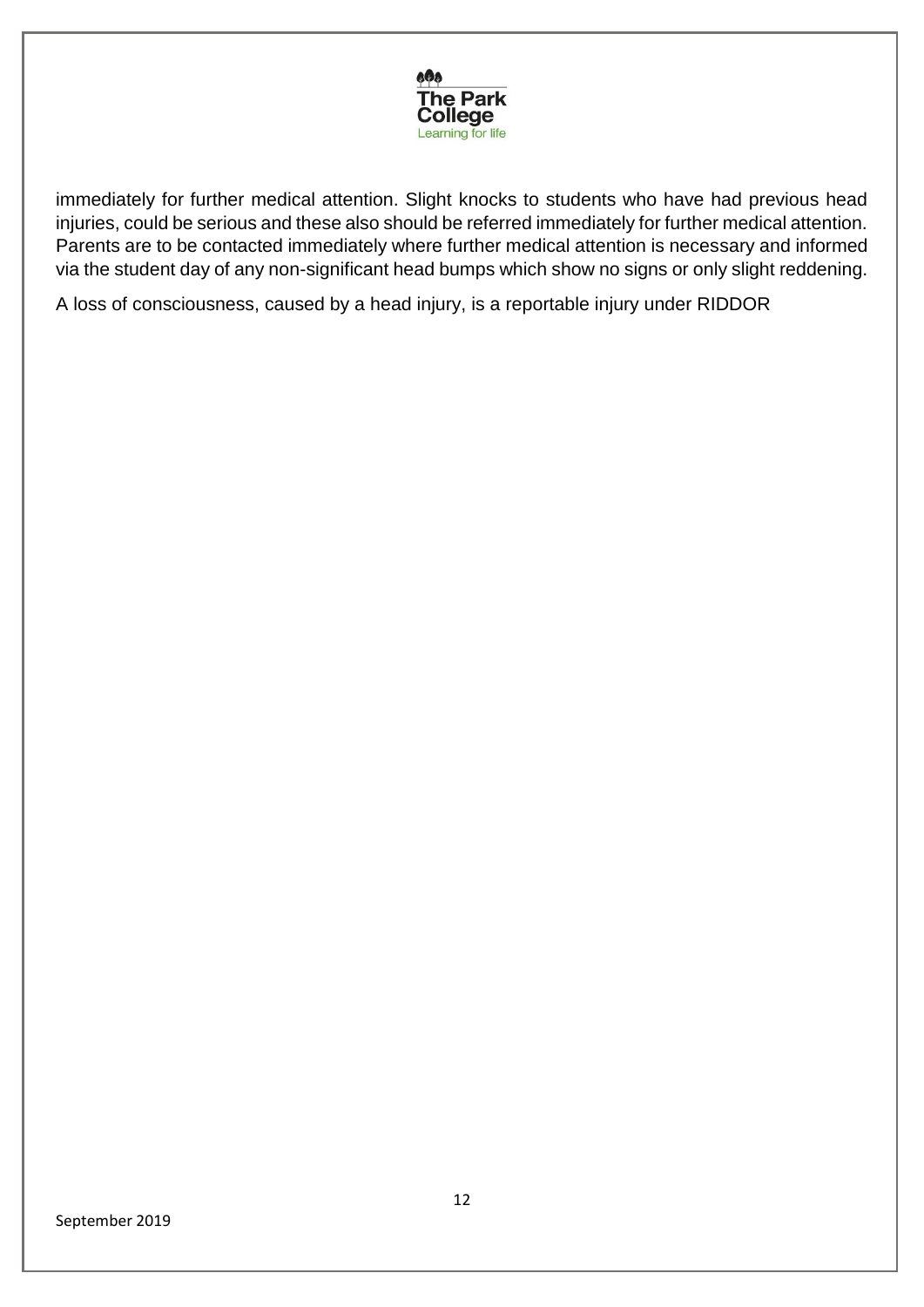immediately for further medical attention. Slight knocks to students who have had previous head injuries, could be serious and these also should be referred immediately for further medical attention. Parents are to be contacted immediately where further medical attention is necessary and informed via the student day of any non-significant head bumps which show no signs or only slight reddening.

A loss of consciousness, caused by a head injury, is a reportable injury under RIDDOR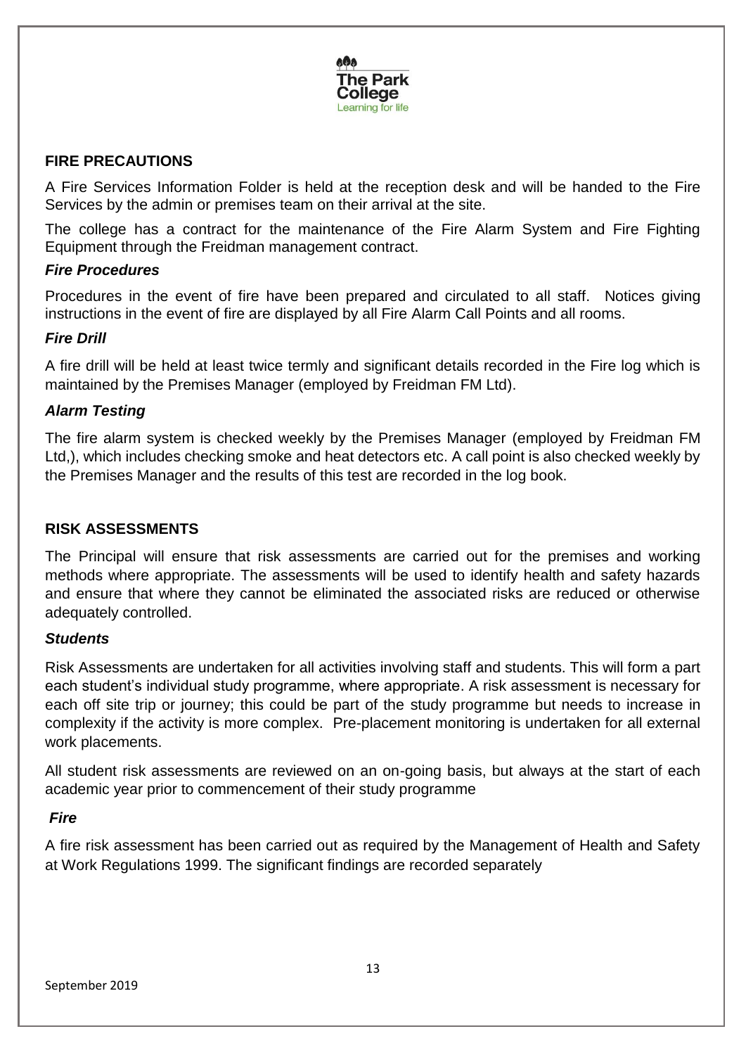## FIRE PRECAUTIONS

A Fire Services Information Folder is held at the reception desk and will be handed to the Fire Services by the admin or premises team on their arrival at the site.

The college has a contract for the maintenance of the Fire Alarm System and Fire Fighting Equipment through the Freidman management contract.

### *Fire Procedures*

Procedures in the event of fire have been prepared and circulated to all staff. Notices giving instructions in the event of fire are displayed by all Fire Alarm Call Points and all rooms.

### *Fire Drill*

A fire drill will be held at least twice termly and significant details recorded in the Fire log which is maintained by the Premises Manager (employed by Freidman FM Ltd).

### *Alarm Testing*

The fire alarm system is checked weekly by the Premises Manager (employed by Freidman FM Ltd,), which includes checking smoke and heat detectors etc. A call point is also checked weekly by the Premises Manager and the results of this test are recorded in the log book.

## RISK ASSESSMENTS

The Principal will ensure that risk assessments are carried out for the premises and working methods where appropriate. The assessments will be used to identify health and safety hazards and ensure that where they cannot be eliminated the associated risks are reduced or otherwise adequately controlled.

### *Students*

Risk Assessments are undertaken for all activities involving staff and students. This will form a part each student's individual study programme, where appropriate. A risk assessment is necessary for each off site trip or journey; this could be part of the study programme but needs to increase in complexity if the activity is more complex. Pre-placement monitoring is undertaken for all external work placements.

All student risk assessments are reviewed on an on-going basis, but always at the start of each academic year prior to commencement of their study programme

### *Fire*

A fire risk assessment has been carried out as required by the Management of Health and Safety at Work Regulations 1999. The significant findings are recorded separately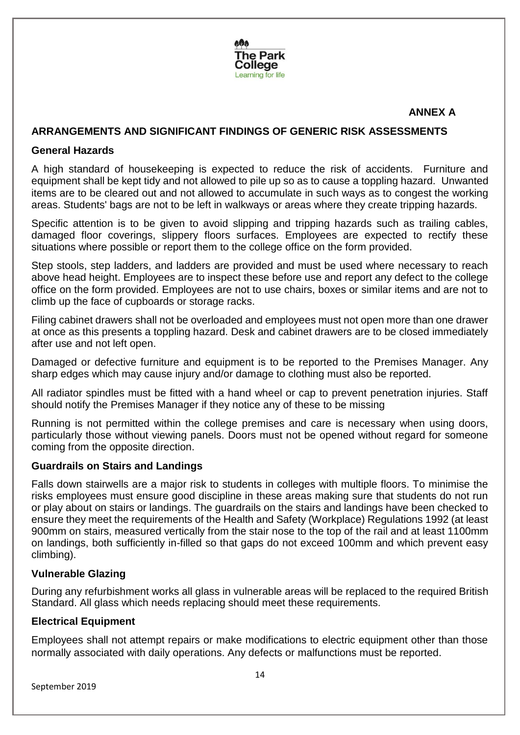**ANNEX A**

## ARRANGEMENTS AND SIGNIFICANT FINDINGS OF GENERIC RISK ASSESSMENTS

### General Hazards

A high standard of housekeeping is expected to reduce the risk of accidents. Furniture and equipment shall be kept tidy and not allowed to pile up so as to cause a toppling hazard. Unwanted items are to be cleared out and not allowed to accumulate in such ways as to congest the working areas. Students' bags are not to be left in walkways or areas where they create tripping hazards.

Specific attention is to be given to avoid slipping and tripping hazards such as trailing cables, damaged floor coverings, slippery floors surfaces. Employees are expected to rectify these situations where possible or report them to the college office on the form provided.

Step stools, step ladders, and ladders are provided and must be used where necessary to reach above head height. Employees are to inspect these before use and report any defect to the college office on the form provided. Employees are not to use chairs, boxes or similar items and are not to climb up the face of cupboards or storage racks.

Filing cabinet drawers shall not be overloaded and employees must not open more than one drawer at once as this presents a toppling hazard. Desk and cabinet drawers are to be closed immediately after use and not left open.

Damaged or defective furniture and equipment is to be reported to the Premises Manager. Any sharp edges which may cause injury and/or damage to clothing must also be reported.

All radiator spindles must be fitted with a hand wheel or cap to prevent penetration injuries. Staff should notify the Premises Manager if they notice any of these to be missing

Running is not permitted within the college premises and care is necessary when using doors, particularly those without viewing panels. Doors must not be opened without regard for someone coming from the opposite direction.

### Guardrails on Stairs and Landings

Falls down stairwells are a major risk to students in colleges with multiple floors. To minimise the risks employees must ensure good discipline in these areas making sure that students do not run or play about on stairs or landings. The guardrails on the stairs and landings have been checked to ensure they meet the requirements of the Health and Safety (Workplace) Regulations 1992 (at least 900mm on stairs, measured vertically from the stair nose to the top of the rail and at least 1100mm on landings, both sufficiently in-filled so that gaps do not exceed 100mm and which prevent easy climbing).

### Vulnerable Glazing

During any refurbishment works all glass in vulnerable areas will be replaced to the required British Standard. All glass which needs replacing should meet these requirements.

### Electrical Equipment

Employees shall not attempt repairs or make modifications to electric equipment other than those normally associated with daily operations. Any defects or malfunctions must be reported.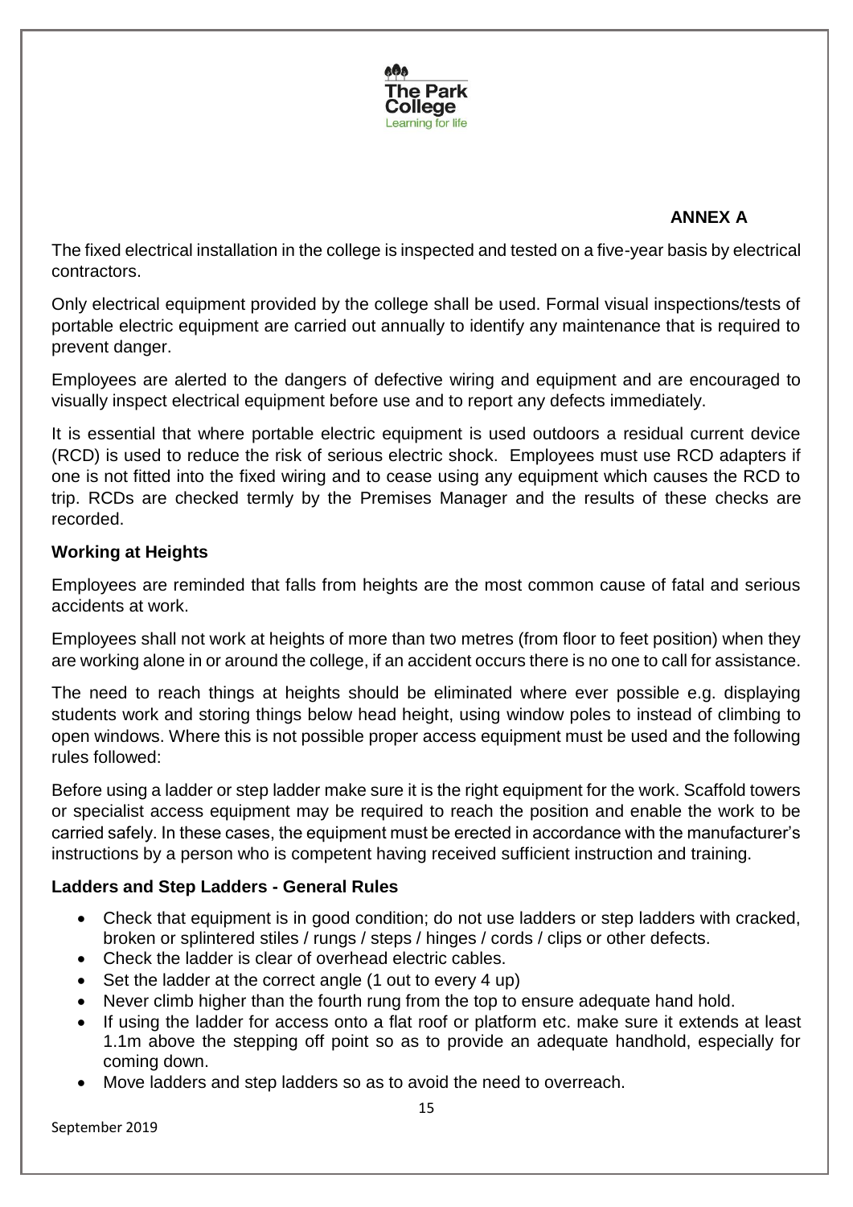**ANNEX A**

The fixed electrical installation in the college is inspected and tested on a five-year basis by electrical contractors.

Only electrical equipment provided by the college shall be used. Formal visual inspections/tests of portable electric equipment are carried out annually to identify any maintenance that is required to prevent danger.

Employees are alerted to the dangers of defective wiring and equipment and are encouraged to visually inspect electrical equipment before use and to report any defects immediately.

It is essential that where portable electric equipment is used outdoors a residual current device (RCD) is used to reduce the risk of serious electric shock. Employees must use RCD adapters if one is not fitted into the fixed wiring and to cease using any equipment which causes the RCD to trip. RCDs are checked termly by the Premises Manager and the results of these checks are recorded.

**Working at Heights**

Employees are reminded that falls from heights are the most common cause of fatal and serious accidents at work.

Employees shall not work at heights of more than two metres (from floor to feet position) when they are working alone in or around the college, if an accident occurs there is no one to call for assistance.

The need to reach things at heights should be eliminated where ever possible e.g. displaying students work and storing things below head height, using window poles to instead of climbing to open windows. Where this is not possible proper access equipment must be used and the following rules followed:

Before using a ladder or step ladder make sure it is the right equipment for the work. Scaffold towers or specialist access equipment may be required to reach the position and enable the work to be carried safely. In these cases, the equipment must be erected in accordance with the manufacturer's instructions by a person who is competent having received sufficient instruction and training.

**Ladders and Step Ladders - General Rules**

- Check that equipment is in good condition; do not use ladders or step ladders with cracked, broken or splintered stiles / rungs / steps / hinges / cords / clips or other defects.
- Check the ladder is clear of overhead electric cables.
- Set the ladder at the correct angle (1 out to every 4 up)
- Never climb higher than the fourth rung from the top to ensure adequate hand hold.
- If using the ladder for access onto a flat roof or platform etc. make sure it extends at least 1.1m above the stepping off point so as to provide an adequate handhold, especially for coming down.
- Move ladders and step ladders so as to avoid the need to overreach.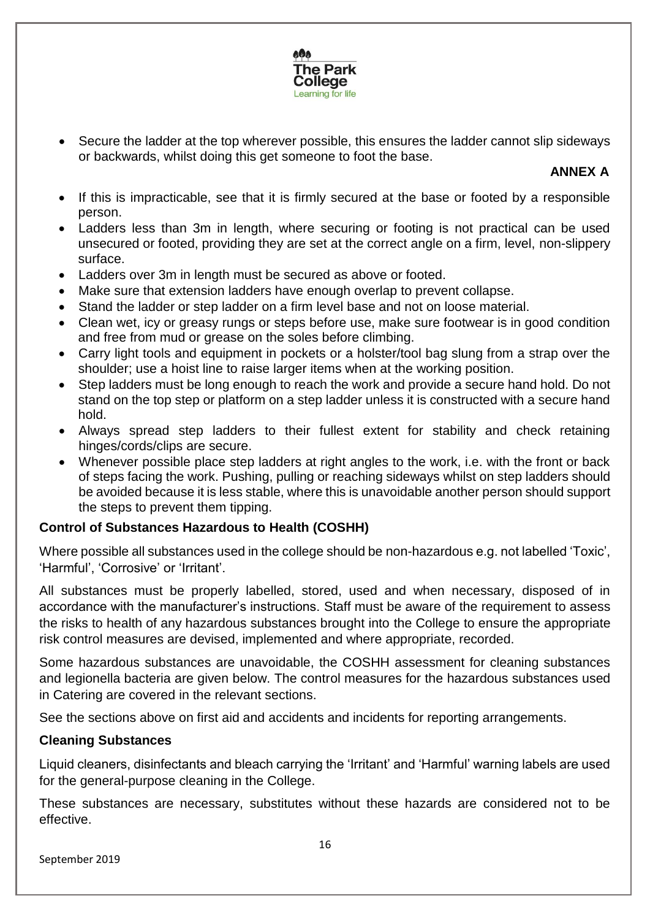- Secure the ladder at the top wherever possible, this ensures the ladder cannot slip sideways or backwards, whilst doing this get someone to foot the base.

**ANNEX A**

- If this is impracticable, see that it is firmly secured at the base or footed by a responsible person.
- Ladders less than 3m in length, where securing or footing is not practical can be used unsecured or footed, providing they are set at the correct angle on a firm, level, non-slippery surface.
- Ladders over 3m in length must be secured as above or footed.
- Make sure that extension ladders have enough overlap to prevent collapse.
- Stand the ladder or step ladder on a firm level base and not on loose material.
- Clean wet, icy or greasy rungs or steps before use, make sure footwear is in good condition and free from mud or grease on the soles before climbing.
- Carry light tools and equipment in pockets or a holster/tool bag slung from a strap over the shoulder; use a hoist line to raise larger items when at the working position.
- Step ladders must be long enough to reach the work and provide a secure hand hold. Do not stand on the top step or platform on a step ladder unless it is constructed with a secure hand hold.
- Always spread step ladders to their fullest extent for stability and check retaining hinges/cords/clips are secure.
- Whenever possible place step ladders at right angles to the work, i.e. with the front or back of steps facing the work. Pushing, pulling or reaching sideways whilst on step ladders should be avoided because it is less stable, where this is unavoidable another person should support the steps to prevent them tipping.

**Control of Substances Hazardous to Health (COSHH)**

Where possible all substances used in the college should be non-hazardous e.g. not labelled 'Toxic', 'Harmful', 'Corrosive' or 'Irritant'.

All substances must be properly labelled, stored, used and when necessary, disposed of in accordance with the manufacturer's instructions. Staff must be aware of the requirement to assess the risks to health of any hazardous substances brought into the College to ensure the appropriate risk control measures are devised, implemented and where appropriate, recorded.

Some hazardous substances are unavoidable, the COSHH assessment for cleaning substances and legionella bacteria are given below. The control measures for the hazardous substances used in Catering are covered in the relevant sections.

See the sections above on first aid and accidents and incidents for reporting arrangements.

**Cleaning Substances**

Liquid cleaners, disinfectants and bleach carrying the 'Irritant' and 'Harmful' warning labels are used for the general-purpose cleaning in the College.

These substances are necessary, substitutes without these hazards are considered not to be effective.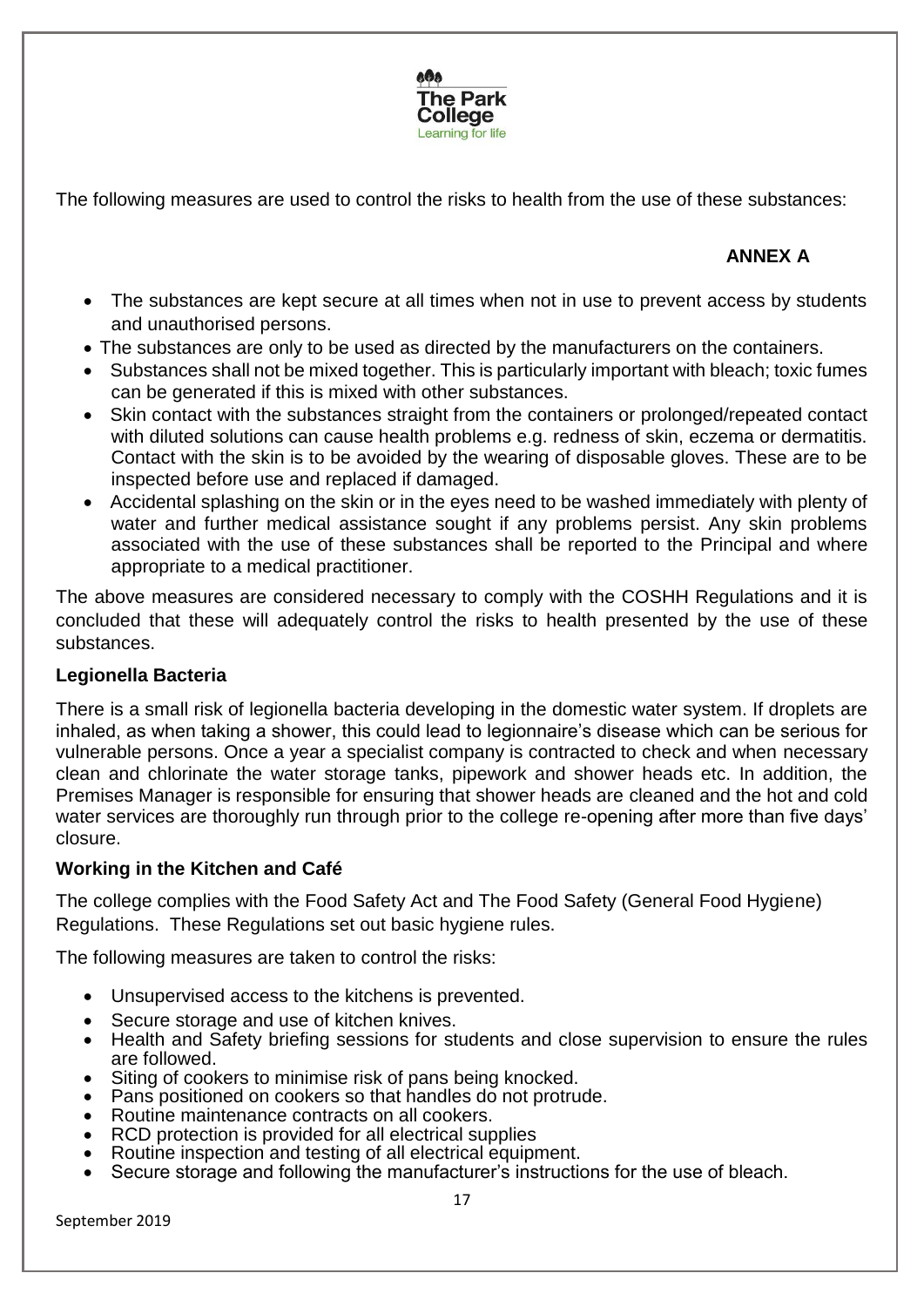The following measures are used to control the risks to health from the use of these substances:

**ANNEX A**

- The substances are kept secure at all times when not in use to prevent access by students and unauthorised persons.
- The substances are only to be used as directed by the manufacturers on the containers.
- Substances shall not be mixed together. This is particularly important with bleach; toxic fumes can be generated if this is mixed with other substances.
- Skin contact with the substances straight from the containers or prolonged/repeated contact with diluted solutions can cause health problems e.g. redness of skin, eczema or dermatitis. Contact with the skin is to be avoided by the wearing of disposable gloves. These are to be inspected before use and replaced if damaged.
- Accidental splashing on the skin or in the eyes need to be washed immediately with plenty of water and further medical assistance sought if any problems persist. Any skin problems associated with the use of these substances shall be reported to the Principal and where appropriate to a medical practitioner.

The above measures are considered necessary to comply with the COSHH Regulations and it is concluded that these will adequately control the risks to health presented by the use of these substances.

**Legionella Bacteria**

There is a small risk of legionella bacteria developing in the domestic water system. If droplets are inhaled, as when taking a shower, this could lead to legionnaire's disease which can be serious for vulnerable persons. Once a year a specialist company is contracted to check and when necessary clean and chlorinate the water storage tanks, pipework and shower heads etc. In addition, the Premises Manager is responsible for ensuring that shower heads are cleaned and the hot and cold water services are thoroughly run through prior to the college re-opening after more than five days' closure.

**Working in the Kitchen and Café**

The college complies with the Food Safety Act and The Food Safety (General Food Hygiene) Regulations. These Regulations set out basic hygiene rules.

The following measures are taken to control the risks:

- Unsupervised access to the kitchens is prevented.
- Secure storage and use of kitchen knives.
- Health and Safety briefing sessions for students and close supervision to ensure the rules are followed.
- Siting of cookers to minimise risk of pans being knocked.
- Pans positioned on cookers so that handles do not protrude.
- Routine maintenance contracts on all cookers.
- RCD protection is provided for all electrical supplies
- Routine inspection and testing of all electrical equipment.
- Secure storage and following the manufacturer's instructions for the use of bleach.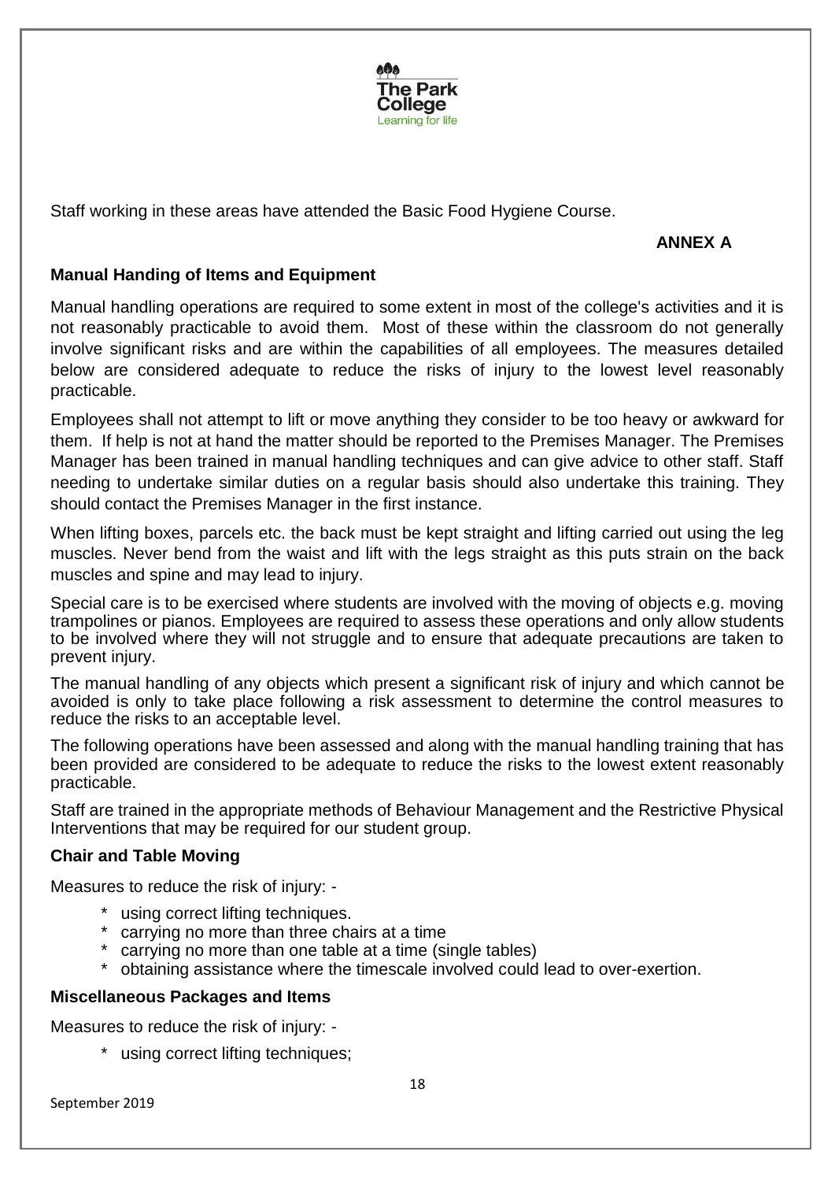Staff working in these areas have attended the Basic Food Hygiene Course.

**ANNEX A**

**Manual Handing of Items and Equipment**

Manual handling operations are required to some extent in most of the college's activities and it is not reasonably practicable to avoid them. Most of these within the classroom do not generally involve significant risks and are within the capabilities of all employees. The measures detailed below are considered adequate to reduce the risks of injury to the lowest level reasonably practicable.

Employees shall not attempt to lift or move anything they consider to be too heavy or awkward for them. If help is not at hand the matter should be reported to the Premises Manager. The Premises Manager has been trained in manual handling techniques and can give advice to other staff. Staff needing to undertake similar duties on a regular basis should also undertake this training. They should contact the Premises Manager in the first instance.

When lifting boxes, parcels etc. the back must be kept straight and lifting carried out using the leg muscles. Never bend from the waist and lift with the legs straight as this puts strain on the back muscles and spine and may lead to injury.

Special care is to be exercised where students are involved with the moving of objects e.g. moving trampolines or pianos. Employees are required to assess these operations and only allow students to be involved where they will not struggle and to ensure that adequate precautions are taken to prevent injury.

The manual handling of any objects which present a significant risk of injury and which cannot be avoided is only to take place following a risk assessment to determine the control measures to reduce the risks to an acceptable level.

The following operations have been assessed and along with the manual handling training that has been provided are considered to be adequate to reduce the risks to the lowest extent reasonably practicable.

Staff are trained in the appropriate methods of Behaviour Management and the Restrictive Physical Interventions that may be required for our student group.

**Chair and Table Moving**

Measures to reduce the risk of injury: -

- using correct lifting techniques.
- carrying no more than three chairs at a time
- carrying no more than one table at a time (single tables)
- obtaining assistance where the timescale involved could lead to over-exertion.

**Miscellaneous Packages and Items**

Measures to reduce the risk of injury: -

- using correct lifting techniques;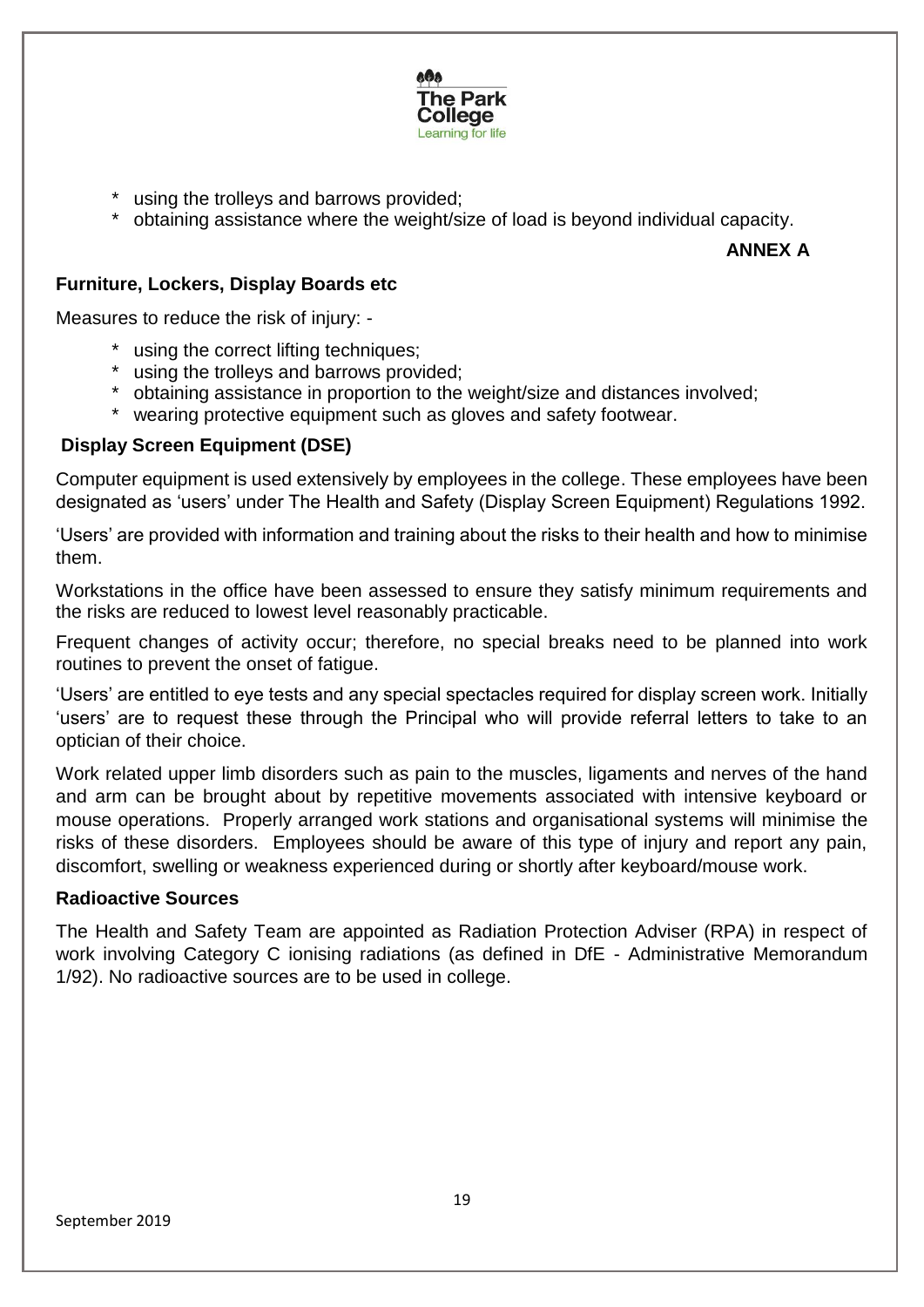* using the trolleys and barrows provided;
* obtaining assistance where the weight/size of load is beyond individual capacity.

**ANNEX A**

**Furniture, Lockers, Display Boards etc**

Measures to reduce the risk of injury: -

* using the correct lifting techniques;
* using the trolleys and barrows provided;
* obtaining assistance in proportion to the weight/size and distances involved;
* wearing protective equipment such as gloves and safety footwear.

**Display Screen Equipment (DSE)**

Computer equipment is used extensively by employees in the college. These employees have been designated as 'users' under The Health and Safety (Display Screen Equipment) Regulations 1992.

'Users' are provided with information and training about the risks to their health and how to minimise them.

Workstations in the office have been assessed to ensure they satisfy minimum requirements and the risks are reduced to lowest level reasonably practicable.

Frequent changes of activity occur; therefore, no special breaks need to be planned into work routines to prevent the onset of fatigue.

'Users' are entitled to eye tests and any special spectacles required for display screen work. Initially 'users' are to request these through the Principal who will provide referral letters to take to an optician of their choice.

Work related upper limb disorders such as pain to the muscles, ligaments and nerves of the hand and arm can be brought about by repetitive movements associated with intensive keyboard or mouse operations. Properly arranged work stations and organisational systems will minimise the risks of these disorders. Employees should be aware of this type of injury and report any pain, discomfort, swelling or weakness experienced during or shortly after keyboard/mouse work.

**Radioactive Sources**

The Health and Safety Team are appointed as Radiation Protection Adviser (RPA) in respect of work involving Category C ionising radiations (as defined in DfE - Administrative Memorandum 1/92). No radioactive sources are to be used in college.